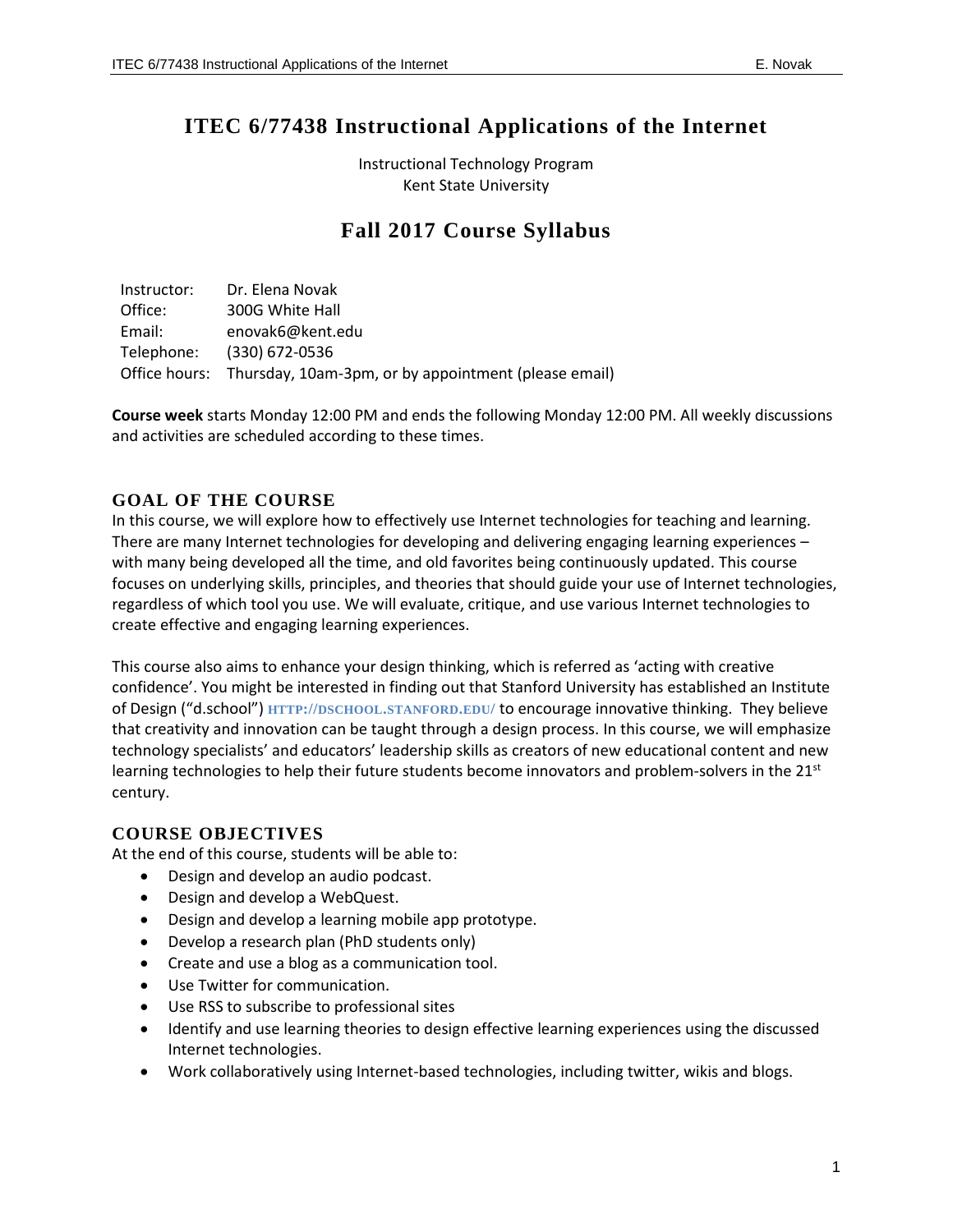# ITEC 6/77438 Instructional Applications of the Internet

Instructional Technology Program
Kent State University

## Fall 2017 Course Syllabus

Instructor: Dr. Elena Novak
Office: 300G White Hall
Email: enovak6@kent.edu
Telephone: (330) 672-0536
Office hours: Thursday, 10am-3pm, or by appointment (please email)

**Course week** starts Monday 12:00 PM and ends the following Monday 12:00 PM. All weekly discussions and activities are scheduled according to these times.

### GOAL OF THE COURSE

In this course, we will explore how to effectively use Internet technologies for teaching and learning. There are many Internet technologies for developing and delivering engaging learning experiences – with many being developed all the time, and old favorites being continuously updated. This course focuses on underlying skills, principles, and theories that should guide your use of Internet technologies, regardless of which tool you use. We will evaluate, critique, and use various Internet technologies to create effective and engaging learning experiences.

This course also aims to enhance your design thinking, which is referred as 'acting with creative confidence'. You might be interested in finding out that Stanford University has established an Institute of Design ("d.school") HTTP://DSCHOOL.STANFORD.EDU/ to encourage innovative thinking. They believe that creativity and innovation can be taught through a design process. In this course, we will emphasize technology specialists' and educators' leadership skills as creators of new educational content and new learning technologies to help their future students become innovators and problem-solvers in the 21st century.

### COURSE OBJECTIVES

At the end of this course, students will be able to:

- Design and develop an audio podcast.
- Design and develop a WebQuest.
- Design and develop a learning mobile app prototype.
- Develop a research plan (PhD students only)
- Create and use a blog as a communication tool.
- Use Twitter for communication.
- Use RSS to subscribe to professional sites
- Identify and use learning theories to design effective learning experiences using the discussed Internet technologies.
- Work collaboratively using Internet-based technologies, including twitter, wikis and blogs.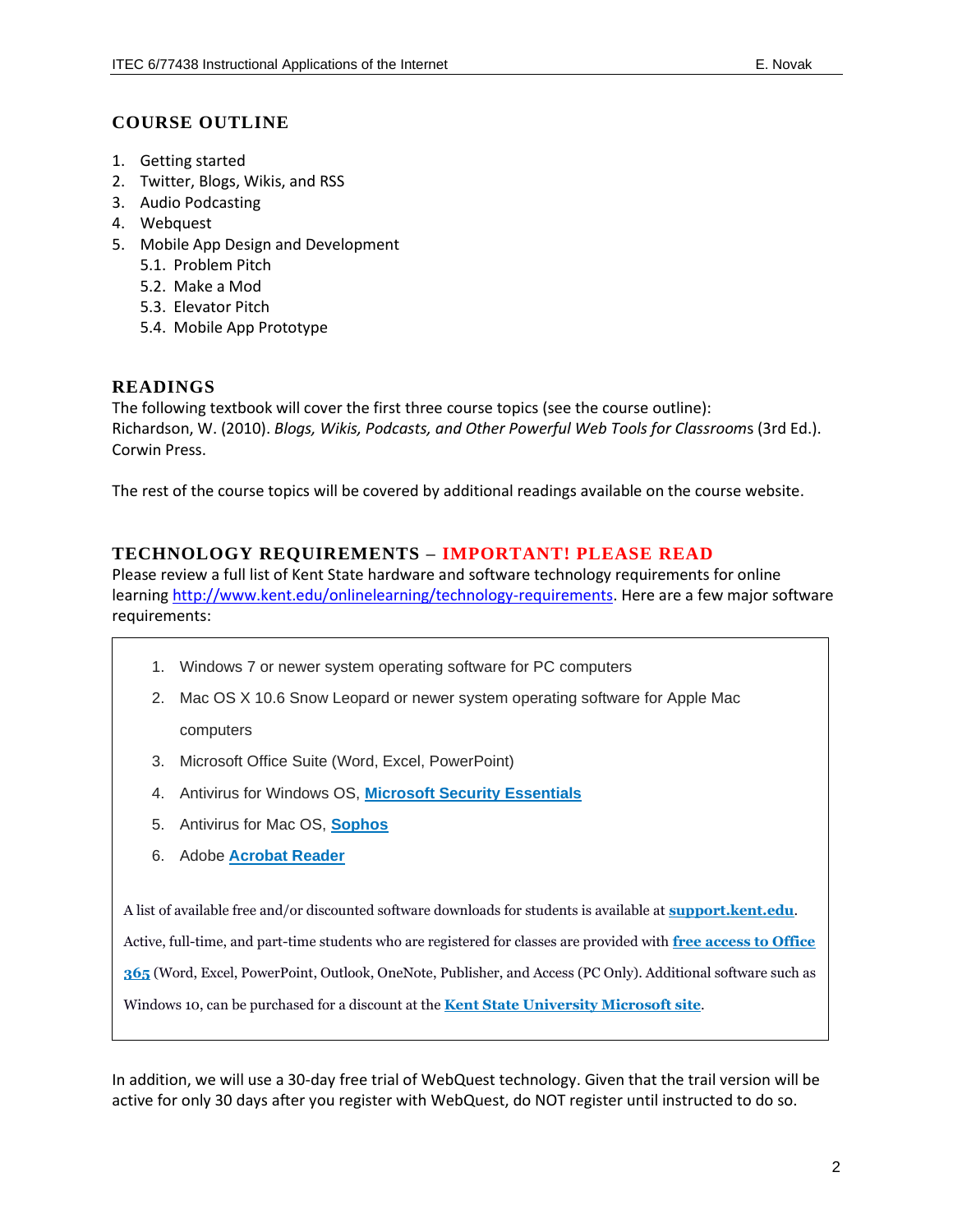## COURSE OUTLINE

1. Getting started
2. Twitter, Blogs, Wikis, and RSS
3. Audio Podcasting
4. Webquest
5. Mobile App Design and Development
   5.1. Problem Pitch
   5.2. Make a Mod
   5.3. Elevator Pitch
   5.4. Mobile App Prototype

## READINGS

The following textbook will cover the first three course topics (see the course outline):
Richardson, W. (2010). *Blogs, Wikis, Podcasts, and Other Powerful Web Tools for Classroom*s (3rd Ed.). Corwin Press.

The rest of the course topics will be covered by additional readings available on the course website.

## TECHNOLOGY REQUIREMENTS – IMPORTANT! PLEASE READ

Please review a full list of Kent State hardware and software technology requirements for online learning http://www.kent.edu/onlinelearning/technology-requirements. Here are a few major software requirements:

1. Windows 7 or newer system operating software for PC computers
2. Mac OS X 10.6 Snow Leopard or newer system operating software for Apple Mac computers
3. Microsoft Office Suite (Word, Excel, PowerPoint)
4. Antivirus for Windows OS, **Microsoft Security Essentials**
5. Antivirus for Mac OS, **Sophos**
6. Adobe **Acrobat Reader**

A list of available free and/or discounted software downloads for students is available at **support.kent.edu**. Active, full-time, and part-time students who are registered for classes are provided with **free access to Office 365** (Word, Excel, PowerPoint, Outlook, OneNote, Publisher, and Access (PC Only). Additional software such as Windows 10, can be purchased for a discount at the **Kent State University Microsoft site**.

In addition, we will use a 30-day free trial of WebQuest technology. Given that the trail version will be active for only 30 days after you register with WebQuest, do NOT register until instructed to do so.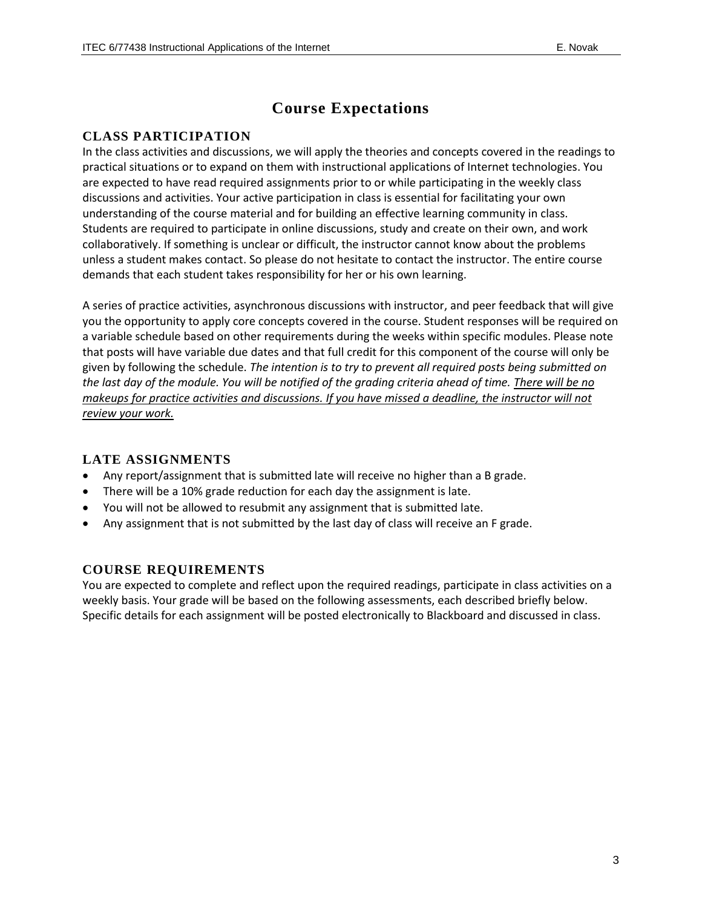# Course Expectations

## CLASS PARTICIPATION

In the class activities and discussions, we will apply the theories and concepts covered in the readings to practical situations or to expand on them with instructional applications of Internet technologies. You are expected to have read required assignments prior to or while participating in the weekly class discussions and activities. Your active participation in class is essential for facilitating your own understanding of the course material and for building an effective learning community in class. Students are required to participate in online discussions, study and create on their own, and work collaboratively. If something is unclear or difficult, the instructor cannot know about the problems unless a student makes contact. So please do not hesitate to contact the instructor. The entire course demands that each student takes responsibility for her or his own learning.

A series of practice activities, asynchronous discussions with instructor, and peer feedback that will give you the opportunity to apply core concepts covered in the course. Student responses will be required on a variable schedule based on other requirements during the weeks within specific modules. Please note that posts will have variable due dates and that full credit for this component of the course will only be given by following the schedule. *The intention is to try to prevent all required posts being submitted on the last day of the module. You will be notified of the grading criteria ahead of time. <u>There will be no makeups for practice activities and discussions. If you have missed a deadline, the instructor will not review your work.</u>*

## LATE ASSIGNMENTS

- Any report/assignment that is submitted late will receive no higher than a B grade.
- There will be a 10% grade reduction for each day the assignment is late.
- You will not be allowed to resubmit any assignment that is submitted late.
- Any assignment that is not submitted by the last day of class will receive an F grade.

## COURSE REQUIREMENTS

You are expected to complete and reflect upon the required readings, participate in class activities on a weekly basis. Your grade will be based on the following assessments, each described briefly below. Specific details for each assignment will be posted electronically to Blackboard and discussed in class.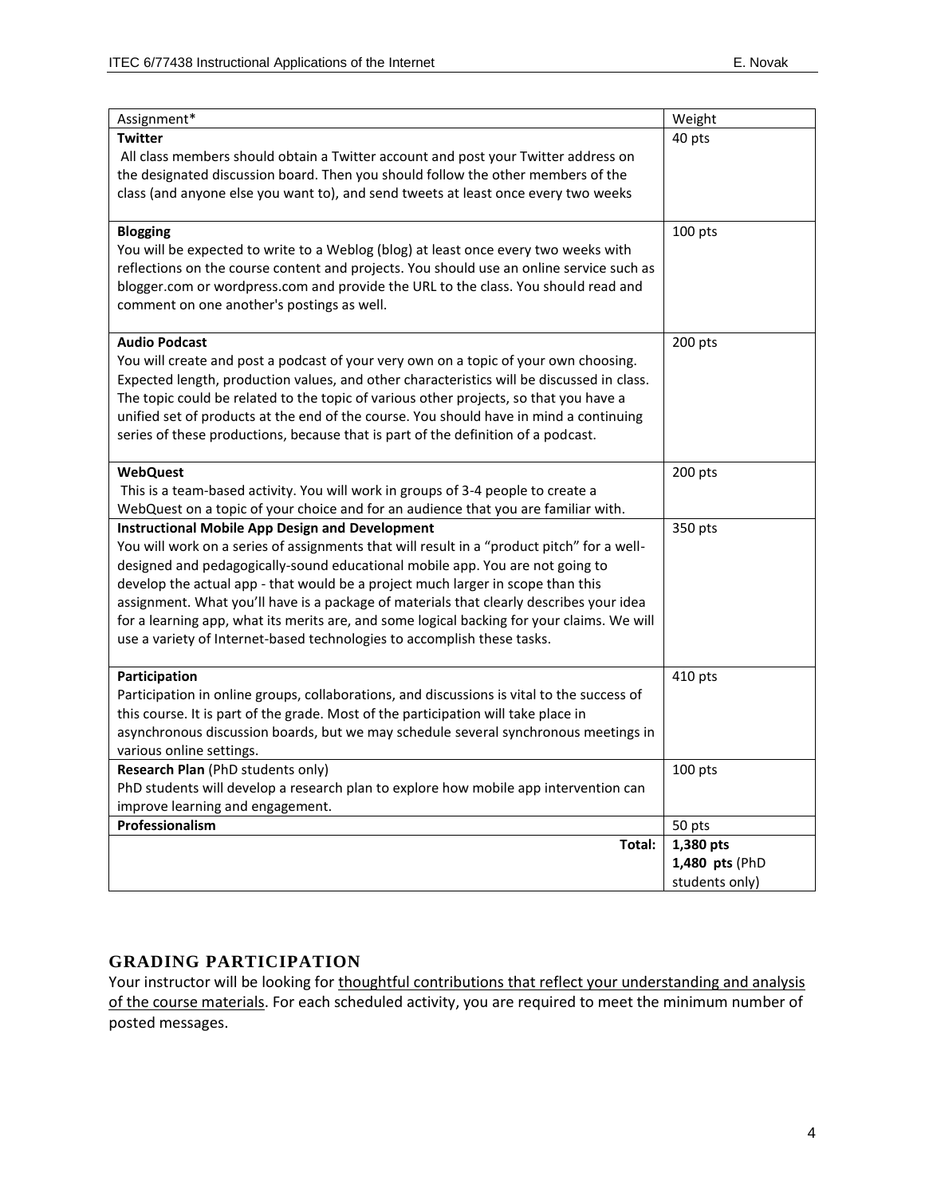| Assignment* | Weight |
|---|---|
| **Twitter**<br>All class members should obtain a Twitter account and post your Twitter address on the designated discussion board. Then you should follow the other members of the class (and anyone else you want to), and send tweets at least once every two weeks | 40 pts |
| **Blogging**<br>You will be expected to write to a Weblog (blog) at least once every two weeks with reflections on the course content and projects. You should use an online service such as blogger.com or wordpress.com and provide the URL to the class. You should read and comment on one another's postings as well. | 100 pts |
| **Audio Podcast**<br>You will create and post a podcast of your very own on a topic of your own choosing. Expected length, production values, and other characteristics will be discussed in class. The topic could be related to the topic of various other projects, so that you have a unified set of products at the end of the course. You should have in mind a continuing series of these productions, because that is part of the definition of a podcast. | 200 pts |
| **WebQuest**<br>This is a team-based activity. You will work in groups of 3-4 people to create a WebQuest on a topic of your choice and for an audience that you are familiar with. | 200 pts |
| **Instructional Mobile App Design and Development**<br>You will work on a series of assignments that will result in a "product pitch" for a well-designed and pedagogically-sound educational mobile app. You are not going to develop the actual app - that would be a project much larger in scope than this assignment. What you'll have is a package of materials that clearly describes your idea for a learning app, what its merits are, and some logical backing for your claims. We will use a variety of Internet-based technologies to accomplish these tasks. | 350 pts |
| **Participation**<br>Participation in online groups, collaborations, and discussions is vital to the success of this course. It is part of the grade. Most of the participation will take place in asynchronous discussion boards, but we may schedule several synchronous meetings in various online settings. | 410 pts |
| **Research Plan** (PhD students only)<br>PhD students will develop a research plan to explore how mobile app intervention can improve learning and engagement. | 100 pts |
| **Professionalism** | 50 pts |
| **Total:** | **1,380 pts**<br>**1,480 pts** (PhD students only) |

## GRADING PARTICIPATION

Your instructor will be looking for thoughtful contributions that reflect your understanding and analysis of the course materials. For each scheduled activity, you are required to meet the minimum number of posted messages.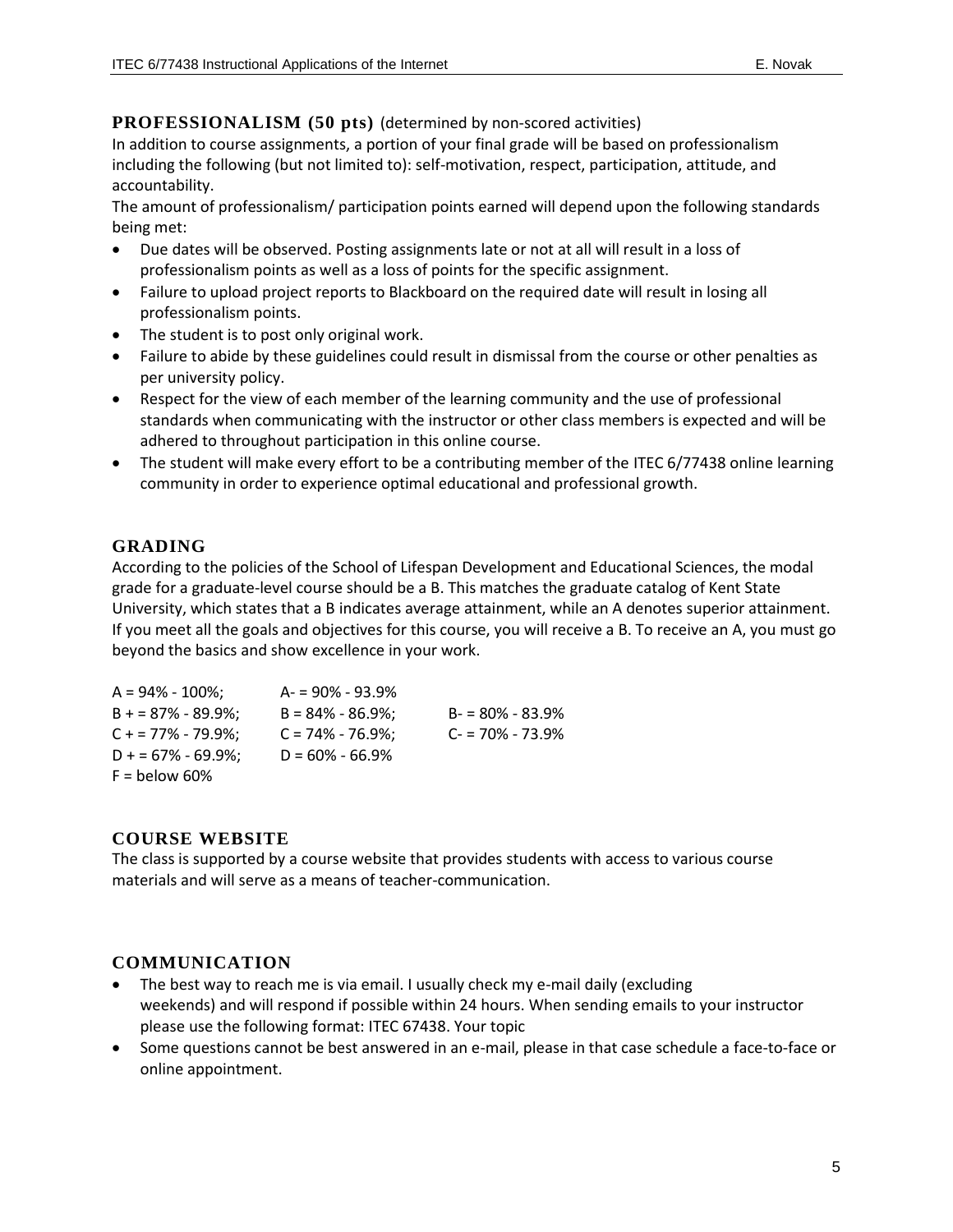## PROFESSIONALISM (50 pts) (determined by non-scored activities)

In addition to course assignments, a portion of your final grade will be based on professionalism including the following (but not limited to): self-motivation, respect, participation, attitude, and accountability.

The amount of professionalism/ participation points earned will depend upon the following standards being met:

- Due dates will be observed. Posting assignments late or not at all will result in a loss of professionalism points as well as a loss of points for the specific assignment.
- Failure to upload project reports to Blackboard on the required date will result in losing all professionalism points.
- The student is to post only original work.
- Failure to abide by these guidelines could result in dismissal from the course or other penalties as per university policy.
- Respect for the view of each member of the learning community and the use of professional standards when communicating with the instructor or other class members is expected and will be adhered to throughout participation in this online course.
- The student will make every effort to be a contributing member of the ITEC 6/77438 online learning community in order to experience optimal educational and professional growth.

## GRADING

According to the policies of the School of Lifespan Development and Educational Sciences, the modal grade for a graduate-level course should be a B. This matches the graduate catalog of Kent State University, which states that a B indicates average attainment, while an A denotes superior attainment. If you meet all the goals and objectives for this course, you will receive a B. To receive an A, you must go beyond the basics and show excellence in your work.

| | | |
|---|---|---|
| A = 94% - 100%; | A- = 90% - 93.9% | |
| B + = 87% - 89.9%; | B = 84% - 86.9%; | B- = 80% - 83.9% |
| C + = 77% - 79.9%; | C = 74% - 76.9%; | C- = 70% - 73.9% |
| D + = 67% - 69.9%; | D = 60% - 66.9% | |
| F = below 60% | | |

## COURSE WEBSITE

The class is supported by a course website that provides students with access to various course materials and will serve as a means of teacher-communication.

## COMMUNICATION

- The best way to reach me is via email. I usually check my e-mail daily (excluding weekends) and will respond if possible within 24 hours. When sending emails to your instructor please use the following format: ITEC 67438. Your topic
- Some questions cannot be best answered in an e-mail, please in that case schedule a face-to-face or online appointment.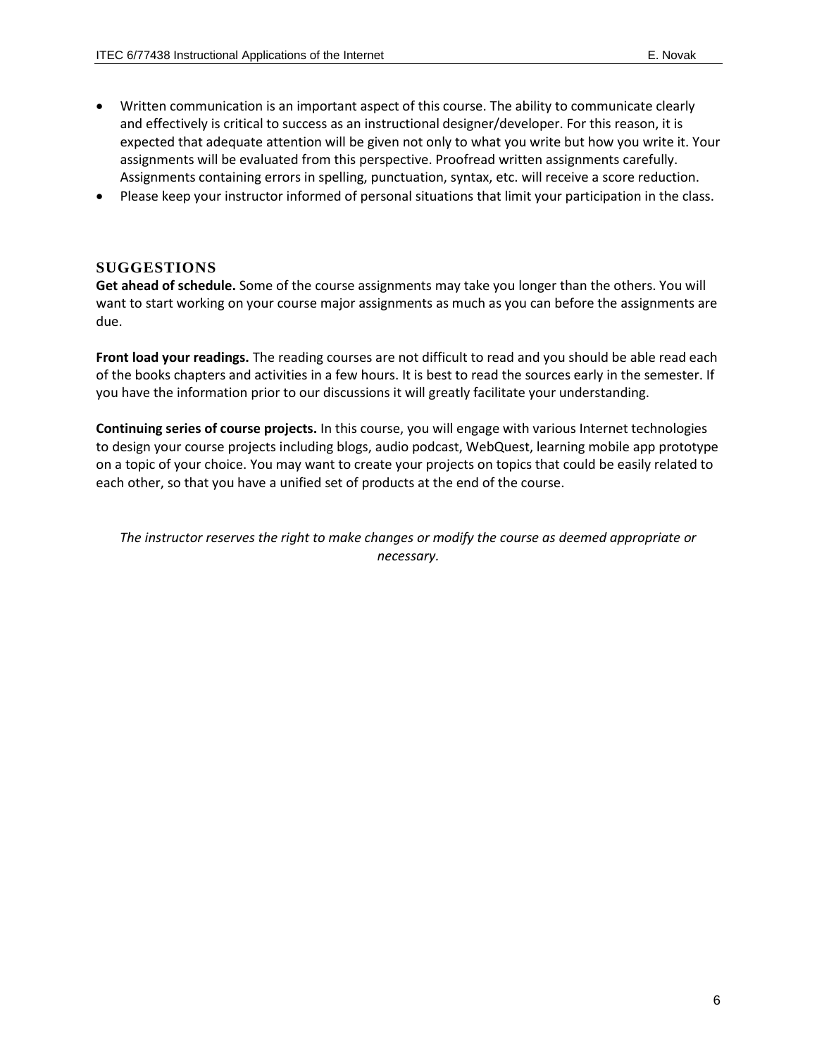- Written communication is an important aspect of this course. The ability to communicate clearly and effectively is critical to success as an instructional designer/developer. For this reason, it is expected that adequate attention will be given not only to what you write but how you write it. Your assignments will be evaluated from this perspective. Proofread written assignments carefully. Assignments containing errors in spelling, punctuation, syntax, etc. will receive a score reduction.
- Please keep your instructor informed of personal situations that limit your participation in the class.

## SUGGESTIONS

**Get ahead of schedule.** Some of the course assignments may take you longer than the others. You will want to start working on your course major assignments as much as you can before the assignments are due.

**Front load your readings.** The reading courses are not difficult to read and you should be able read each of the books chapters and activities in a few hours. It is best to read the sources early in the semester. If you have the information prior to our discussions it will greatly facilitate your understanding.

**Continuing series of course projects.** In this course, you will engage with various Internet technologies to design your course projects including blogs, audio podcast, WebQuest, learning mobile app prototype on a topic of your choice. You may want to create your projects on topics that could be easily related to each other, so that you have a unified set of products at the end of the course.

*The instructor reserves the right to make changes or modify the course as deemed appropriate or necessary.*